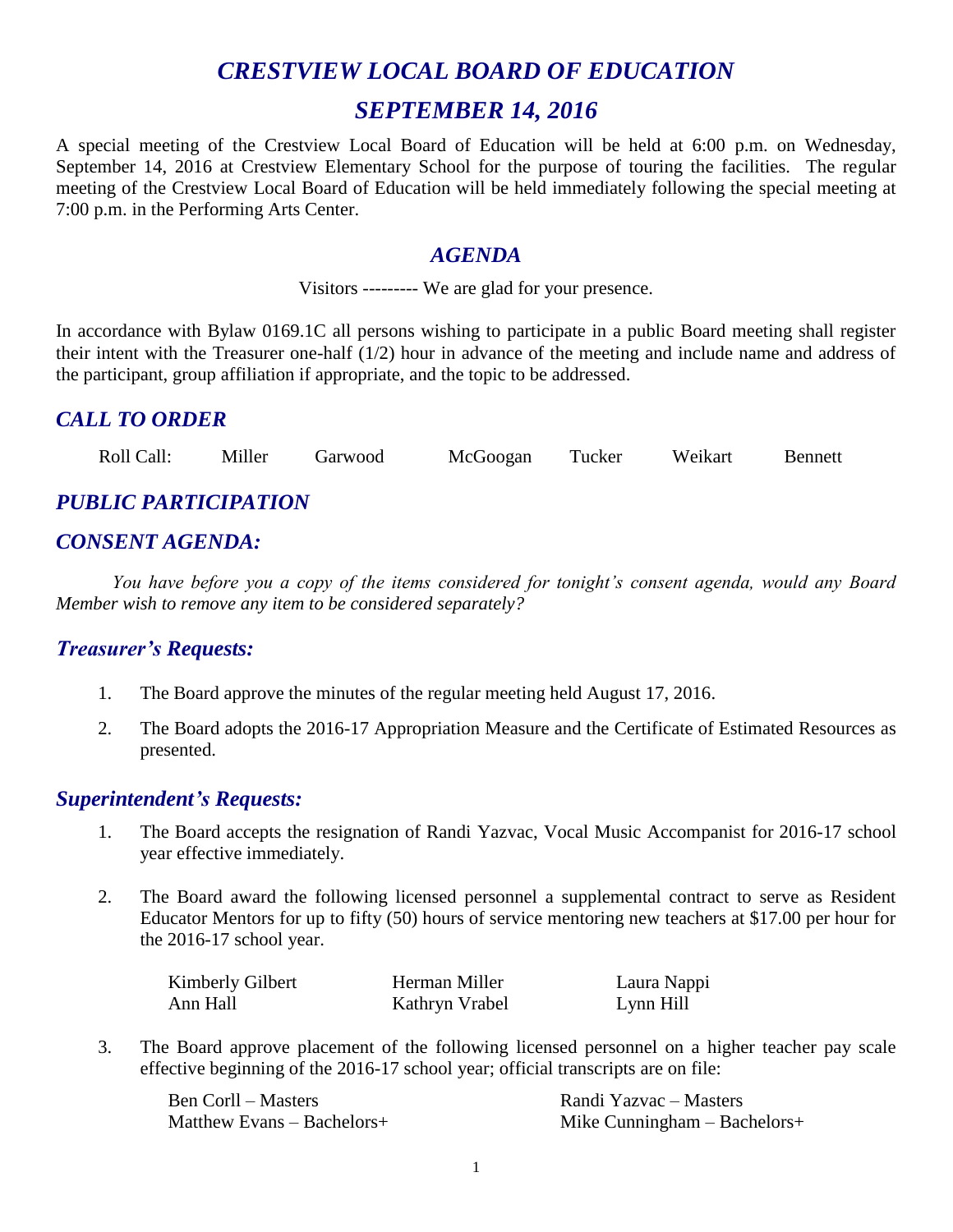# *CRESTVIEW LOCAL BOARD OF EDUCATION*

# *SEPTEMBER 14, 2016*

A special meeting of the Crestview Local Board of Education will be held at 6:00 p.m. on Wednesday, September 14, 2016 at Crestview Elementary School for the purpose of touring the facilities. The regular meeting of the Crestview Local Board of Education will be held immediately following the special meeting at 7:00 p.m. in the Performing Arts Center.

## *AGENDA*

Visitors --------- We are glad for your presence.

In accordance with Bylaw 0169.1C all persons wishing to participate in a public Board meeting shall register their intent with the Treasurer one-half (1/2) hour in advance of the meeting and include name and address of the participant, group affiliation if appropriate, and the topic to be addressed.

## *CALL TO ORDER*

Roll Call: Miller Garwood McGoogan Tucker Weikart Bennett

## *PUBLIC PARTICIPATION*

## *CONSENT AGENDA:*

*You have before you a copy of the items considered for tonight's consent agenda, would any Board Member wish to remove any item to be considered separately?*

### *Treasurer's Requests:*

1. The Board approve the minutes of the regular meeting held August 17, 2016.
2. The Board adopts the 2016-17 Appropriation Measure and the Certificate of Estimated Resources as presented.

### *Superintendent's Requests:*

1. The Board accepts the resignation of Randi Yazvac, Vocal Music Accompanist for 2016-17 school year effective immediately.
2. The Board award the following licensed personnel a supplemental contract to serve as Resident Educator Mentors for up to fifty (50) hours of service mentoring new teachers at $17.00 per hour for the 2016-17 school year.

   Kimberly Gilbert    Herman Miller    Laura Nappi
   Ann Hall    Kathryn Vrabel    Lynn Hill

3. The Board approve placement of the following licensed personnel on a higher teacher pay scale effective beginning of the 2016-17 school year; official transcripts are on file:

   Ben Corll – Masters    Randi Yazvac – Masters
   Matthew Evans – Bachelors+    Mike Cunningham – Bachelors+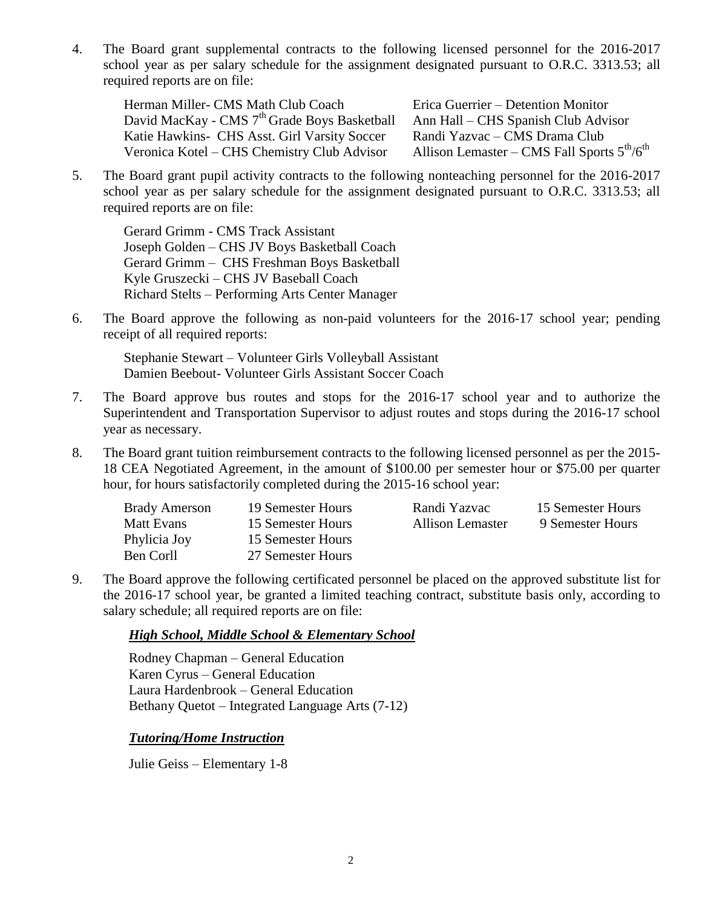4. The Board grant supplemental contracts to the following licensed personnel for the 2016-2017 school year as per salary schedule for the assignment designated pursuant to O.R.C. 3313.53; all required reports are on file:

   Herman Miller- CMS Math Club Coach
   David MacKay - CMS 7th Grade Boys Basketball
   Katie Hawkins- CHS Asst. Girl Varsity Soccer
   Veronica Kotel – CHS Chemistry Club Advisor
   Erica Guerrier – Detention Monitor
   Ann Hall – CHS Spanish Club Advisor
   Randi Yazvac – CMS Drama Club
   Allison Lemaster – CMS Fall Sports 5th/6th

5. The Board grant pupil activity contracts to the following nonteaching personnel for the 2016-2017 school year as per salary schedule for the assignment designated pursuant to O.R.C. 3313.53; all required reports are on file:

   Gerard Grimm - CMS Track Assistant
   Joseph Golden – CHS JV Boys Basketball Coach
   Gerard Grimm – CHS Freshman Boys Basketball
   Kyle Gruszecki – CHS JV Baseball Coach
   Richard Stelts – Performing Arts Center Manager

6. The Board approve the following as non-paid volunteers for the 2016-17 school year; pending receipt of all required reports:

   Stephanie Stewart – Volunteer Girls Volleyball Assistant
   Damien Beebout- Volunteer Girls Assistant Soccer Coach

7. The Board approve bus routes and stops for the 2016-17 school year and to authorize the Superintendent and Transportation Supervisor to adjust routes and stops during the 2016-17 school year as necessary.

8. The Board grant tuition reimbursement contracts to the following licensed personnel as per the 2015-18 CEA Negotiated Agreement, in the amount of $100.00 per semester hour or $75.00 per quarter hour, for hours satisfactorily completed during the 2015-16 school year:

| | | | |
|---|---|---|---|
| Brady Amerson | 19 Semester Hours | Randi Yazvac | 15 Semester Hours |
| Matt Evans | 15 Semester Hours | Allison Lemaster | 9 Semester Hours |
| Phylicia Joy | 15 Semester Hours | | |
| Ben Corll | 27 Semester Hours | | |

9. The Board approve the following certificated personnel be placed on the approved substitute list for the 2016-17 school year, be granted a limited teaching contract, substitute basis only, according to salary schedule; all required reports are on file:

   ***High School, Middle School & Elementary School***

   Rodney Chapman – General Education
   Karen Cyrus – General Education
   Laura Hardenbrook – General Education
   Bethany Quetot – Integrated Language Arts (7-12)

   ***Tutoring/Home Instruction***

   Julie Geiss – Elementary 1-8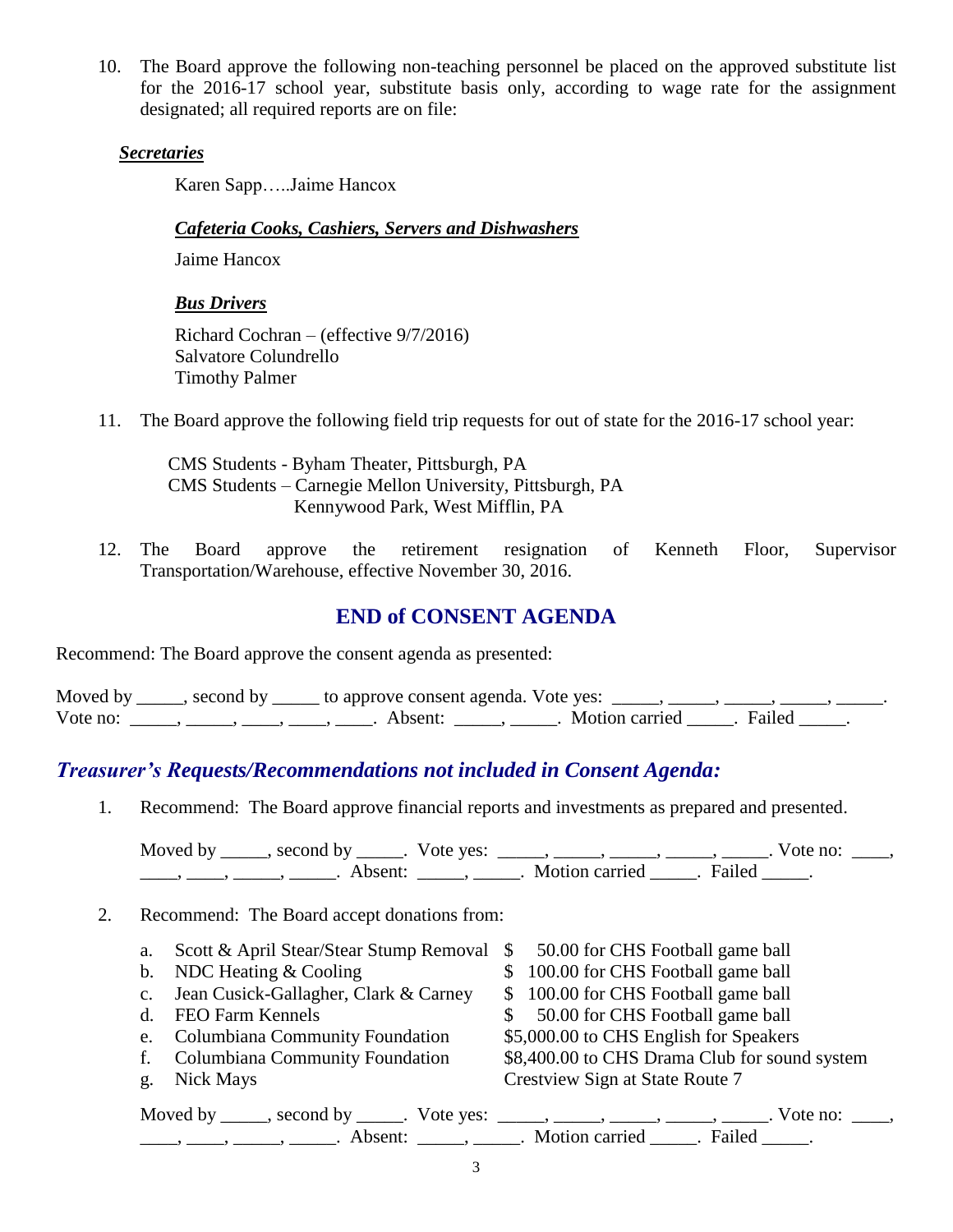10. The Board approve the following non-teaching personnel be placed on the approved substitute list for the 2016-17 school year, substitute basis only, according to wage rate for the assignment designated; all required reports are on file:

***Secretaries***

Karen Sapp…..Jaime Hancox

***Cafeteria Cooks, Cashiers, Servers and Dishwashers***

Jaime Hancox

***Bus Drivers***

Richard Cochran – (effective 9/7/2016)
Salvatore Colundrello
Timothy Palmer

11. The Board approve the following field trip requests for out of state for the 2016-17 school year:

CMS Students - Byham Theater, Pittsburgh, PA
CMS Students – Carnegie Mellon University, Pittsburgh, PA
Kennywood Park, West Mifflin, PA

12. The Board approve the retirement resignation of Kenneth Floor, Supervisor Transportation/Warehouse, effective November 30, 2016.

## END of CONSENT AGENDA

Recommend: The Board approve the consent agenda as presented:

Moved by _____, second by _____ to approve consent agenda. Vote yes: _____, _____, _____, _____, _____. Vote no: _____, _____, ____, ____, ____. Absent: _____, _____. Motion carried _____. Failed _____.

## *Treasurer's Requests/Recommendations not included in Consent Agenda:*

1. Recommend: The Board approve financial reports and investments as prepared and presented.

   Moved by _____, second by _____. Vote yes: _____, _____, _____, _____, _____. Vote no: ____, ____, ____, _____, _____. Absent: _____, _____. Motion carried _____. Failed _____.

2. Recommend: The Board accept donations from:

   a. Scott & April Stear/Stear Stump Removal $ 50.00 for CHS Football game ball
   b. NDC Heating & Cooling $ 100.00 for CHS Football game ball
   c. Jean Cusick-Gallagher, Clark & Carney $ 100.00 for CHS Football game ball
   d. FEO Farm Kennels $ 50.00 for CHS Football game ball
   e. Columbiana Community Foundation $5,000.00 to CHS English for Speakers
   f. Columbiana Community Foundation $8,400.00 to CHS Drama Club for sound system
   g. Nick Mays Crestview Sign at State Route 7

   Moved by _____, second by _____. Vote yes: _____, _____, _____, _____, _____. Vote no: ____, ____, ____, _____, _____. Absent: _____, _____. Motion carried _____. Failed _____.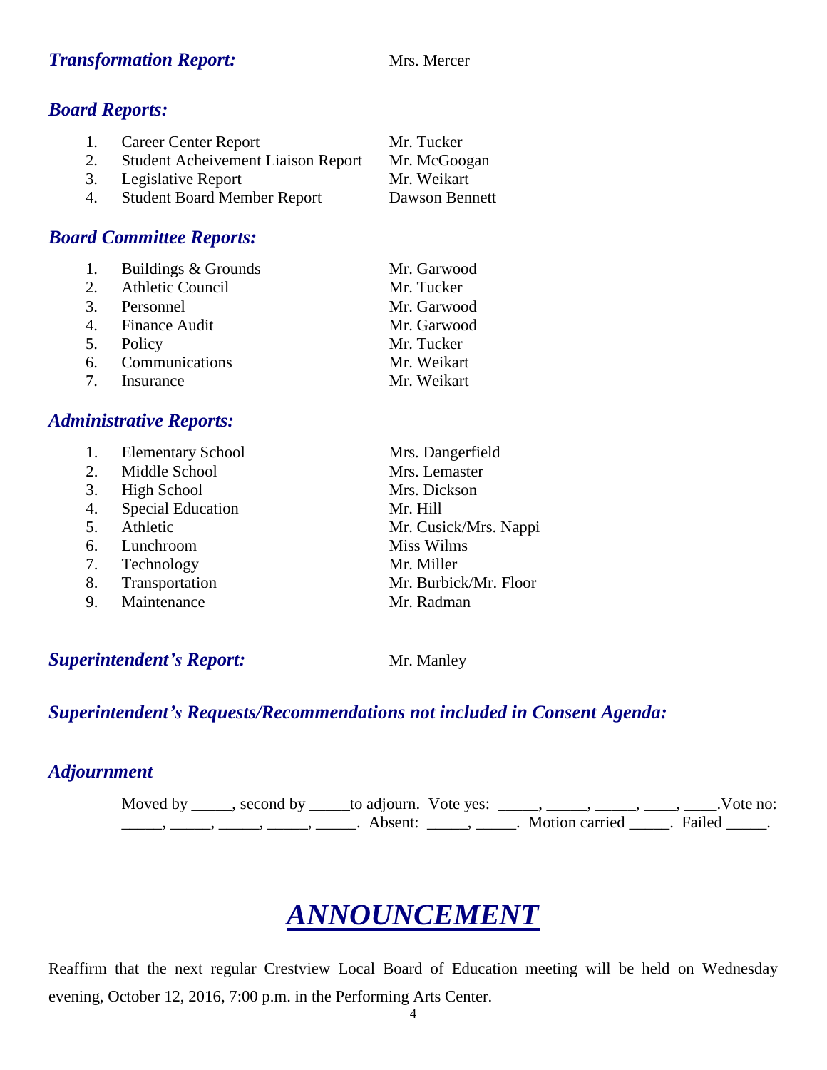### ***Transformation Report:*** Mrs. Mercer

### ***Board Reports:***

| | | |
|---|---|---|
| 1. | Career Center Report | Mr. Tucker |
| 2. | Student Acheivement Liaison Report | Mr. McGoogan |
| 3. | Legislative Report | Mr. Weikart |
| 4. | Student Board Member Report | Dawson Bennett |

### ***Board Committee Reports:***

| | | |
|---|---|---|
| 1. | Buildings & Grounds | Mr. Garwood |
| 2. | Athletic Council | Mr. Tucker |
| 3. | Personnel | Mr. Garwood |
| 4. | Finance Audit | Mr. Garwood |
| 5. | Policy | Mr. Tucker |
| 6. | Communications | Mr. Weikart |
| 7. | Insurance | Mr. Weikart |

### ***Administrative Reports:***

| | | |
|---|---|---|
| 1. | Elementary School | Mrs. Dangerfield |
| 2. | Middle School | Mrs. Lemaster |
| 3. | High School | Mrs. Dickson |
| 4. | Special Education | Mr. Hill |
| 5. | Athletic | Mr. Cusick/Mrs. Nappi |
| 6. | Lunchroom | Miss Wilms |
| 7. | Technology | Mr. Miller |
| 8. | Transportation | Mr. Burbick/Mr. Floor |
| 9. | Maintenance | Mr. Radman |

### ***Superintendent's Report:*** Mr. Manley

### ***Superintendent's Requests/Recommendations not included in Consent Agenda:***

### ***Adjournment***

Moved by _____, second by _____to adjourn. Vote yes: _____, _____, _____, ____, ____.Vote no: _____, _____, _____, _____, _____. Absent: _____, _____. Motion carried _____. Failed _____.

# ***ANNOUNCEMENT***

Reaffirm that the next regular Crestview Local Board of Education meeting will be held on Wednesday evening, October 12, 2016, 7:00 p.m. in the Performing Arts Center.